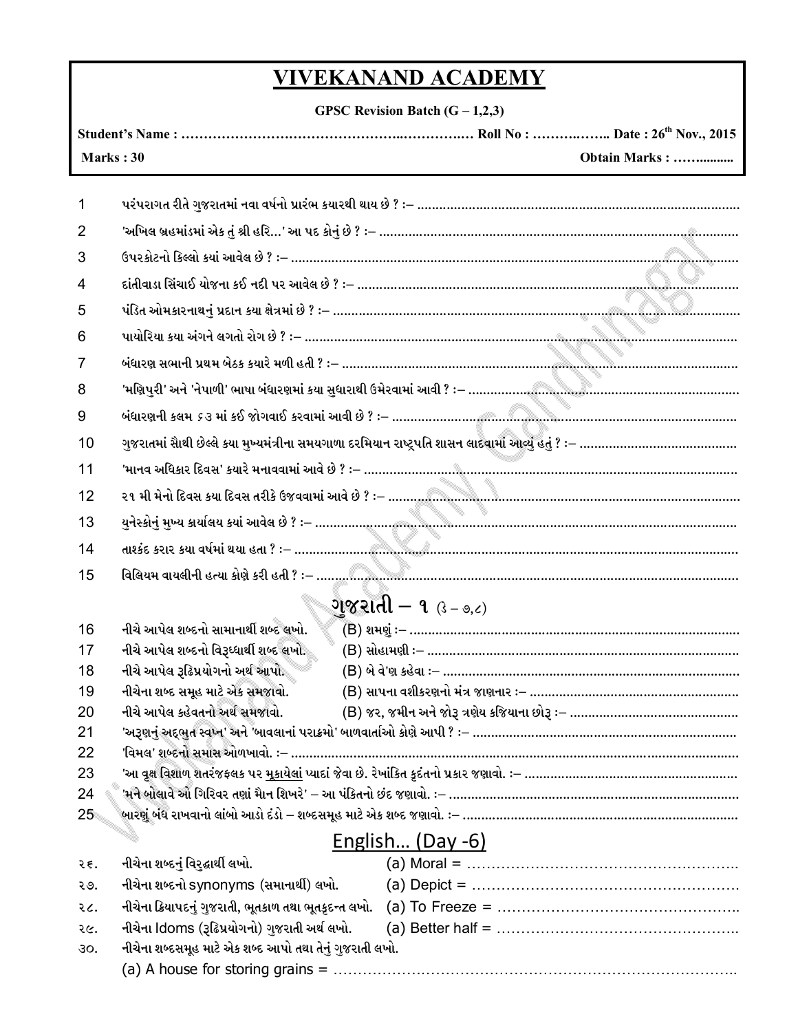# VIVEKANAND ACADEMY

**GPSC Revision Batch (G – 1,2,3)**

**Student's Name : ……………………………………………..……………… Roll No : ………..…….. Date : 26th Nov., 2015**

**Marks : 30** **Obtain Marks : …….........**

1. પરંપરાગત રીતે ગુજરાતમાં નવા વર્ષનો પ્રારંભ કયારથી થાય છે ? :– ……………………………………………………………………
2. 'અખિલ બ્રહમાંડમાં એક તું શ્રી હરિ…' આ પદ કોનું છે ? :– ……………………………………………………………………
3. ઉપરકોટનો કિલ્લો કયાં આવેલ છે ? :– ……………………………………………………………………
4. દાંતીવાડા સિંચાઈ યોજના કઈ નદી પર આવેલ છે ? :– ……………………………………………………………………
5. પંડિત ઓમકારનાથનું પ્રદાન કયા ક્ષેત્રમાં છે ? :– ……………………………………………………………………
6. પાયોરિયા કયા અંગને લગતો રોગ છે ? :– ……………………………………………………………………
7. બંધારણ સભાની પ્રથમ બેઠક કયારે મળી હતી ? :– ……………………………………………………………………
8. 'મણિપુરી' અને 'નેપાળી' ભાષા બંધારણમાં કયા સુધારાથી ઉમેરવામાં આવી ? :– ……………………………………………………………………
9. બંધારણની કલમ ૬૩ માં કઈ જોગવાઈ કરવામાં આવી છે ? :– ……………………………………………………………………
10. ગુજરાતમાં સૌથી છેલ્લે કયા મુખ્યમંત્રીના સમયગાળા દરમિયાન રાષ્ટ્રપતિ શાસન લાદવામાં આવ્યું હતું ? :– ……………………………
11. 'માનવ અધિકાર દિવસ' કયારે મનાવવામાં આવે છે ? :– ……………………………………………………………………
12. ૨૧ મી મેનો દિવસ કયા દિવસ તરીકે ઉજવવામાં આવે છે ? :– ……………………………………………………………………
13. યુનેસ્કોનું મુખ્ય કાર્યાલય કયાં આવેલ છે ? :– ……………………………………………………………………
14. તાશ્કંદ કરાર કયા વર્ષમાં થયા હતા ? :– ……………………………………………………………………
15. વિલિયમ વાયલીની હત્યા કોણે કરી હતી ? :– ……………………………………………………………………

## ગુજરાતી – ૧ (ડે – ૭,૮)

16. નીચે આપેલ શબ્દનો સામાનાર્થી શબ્દ લખો. (B) શમણું :– ……………………………………………
17. નીચે આપેલ શબ્દનો વિરૂધ્ધાર્થી શબ્દ લખો. (B) સોહામણી :– ……………………………………………
18. નીચે આપેલ રૂઢિપ્રયોગનો અર્થ આપો. (B) બે વે'ણ કહેવા :– ……………………………………………
19. નીચેના શબ્દ સમૂહ માટે એક સમજાવો. (B) સાપના વશીકરણનો મંત્ર જાણનાર :– ……………………………………………
20. નીચે આપેલ કહેવતનો અર્થ સમજાવો. (B) જર, જમીન અને જોરૂ ત્રણેય કજિયાના છોરૂ :– ……………………………………………
21. 'અરૂણનું અદ્દભુત સ્વપ્ન' અને 'બાવલાનાં પરાક્રમો' બાળવાર્તાઓ કોણે આપી ? :– ……………………………………………
22. 'વિમલ' શબ્દનો સમાસ ઓળખાવો. :– ……………………………………………
23. 'આ વૃક્ષ વિશાળ શતરંજફલક પર <u>મુકાયેલાં</u> પ્યાદાં જેવા છે. રેખાંકિત કૃદંતનો પ્રકાર જણાવો. :– ……………………………………………
24. 'મને બોલાવે ઓ ગિરિવર તણાં મૈાન શિખરે' – આ પંકિતનો છંદ જણાવો. :– ……………………………………………
25. બારણું બંધ રાખવાનો લાંબો આડો દંડો – શબ્દસમૂહ માટે એક શબ્દ જણાવો. :– ……………………………………………

## English… (Day -6)

૨૬. નીચેના શબ્દનું વિરૂદ્ધાર્થી લખો. (a) Moral = ……………………………………………

૨૭. નીચેના શબ્દનો synonyms (સમાનાર્થી) લખો. (a) Depict = ……………………………………………

૨૮. નીચેના ક્રિયાપદનું ગુજરાતી, ભૂતકાળ તથા ભૂતકૃદન્ત લખો. (a) To Freeze = ……………………………………………

૨૯. નીચેના Idoms (રૂઢિપ્રયોગનો) ગુજરાતી અર્થ લખો. (a) Better half = ……………………………………………

૩૦. નીચેના શબ્દસમૂહ માટે એક શબ્દ આપો તથા તેનું ગુજરાતી લખો.

(a) A house for storing grains = ……………………………………………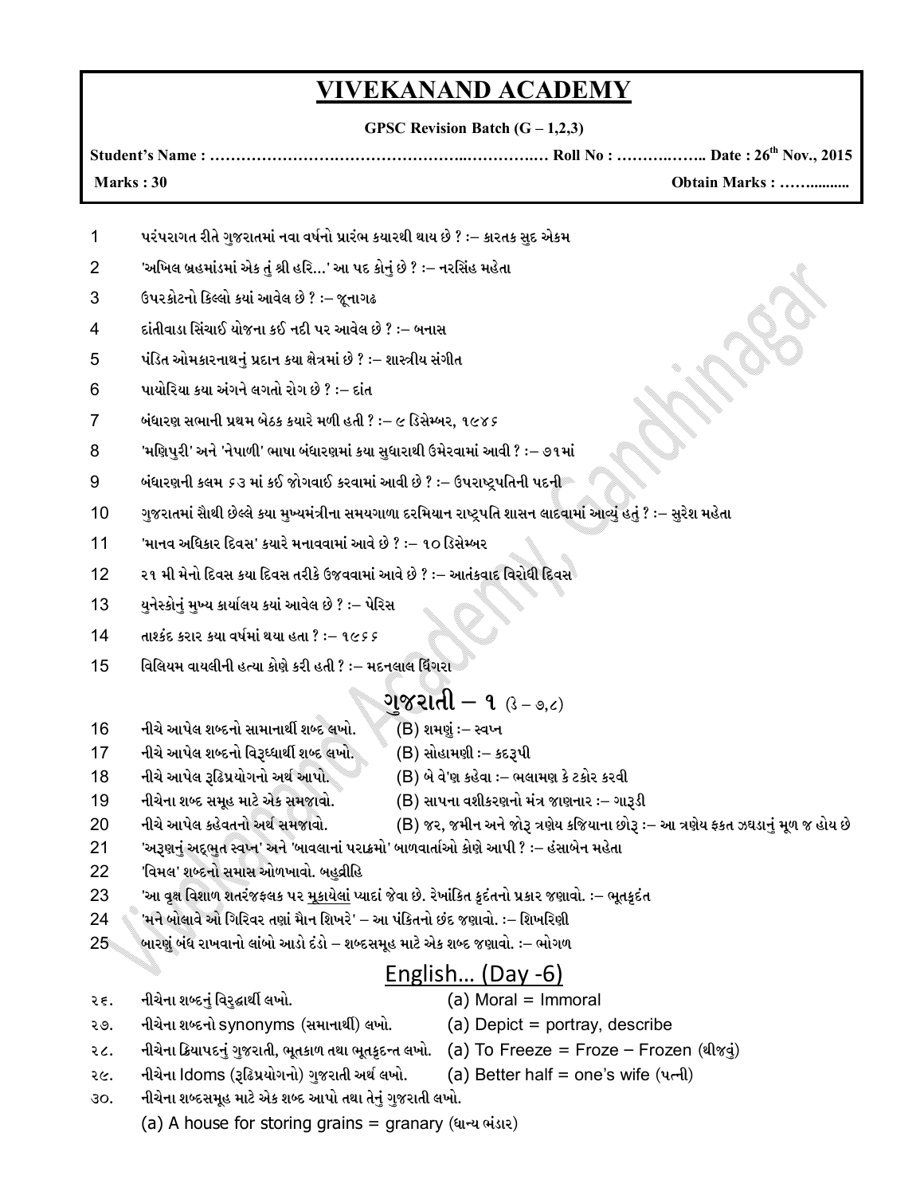# VIVEKANAND ACADEMY

**GPSC Revision Batch (G – 1,2,3)**

**Student's Name : …………………………………………..………….… Roll No : ……….…….. Date : 26th Nov., 2015**

**Marks : 30** **Obtain Marks : ……..........**

1. પરંપરાગત રીતે ગુજરાતમાં નવા વર્ષનો પ્રારંભ કયારથી થાય છે ? :– કારતક સુદ એકમ
2. 'અખિલ બ્રહમાંડમાં એક તું શ્રી હરિ…' આ પદ કોનું છે ? :– નરસિંહ મહેતા
3. ઉપરકોટનો કિલ્લો કયાં આવેલ છે ? :– જૂનાગઢ
4. દાંતીવાડા સિંચાઈ યોજના કઈ નદી પર આવેલ છે ? :– બનાસ
5. પંડિત ઓમકારનાથનું પ્રદાન કયા ક્ષેત્રમાં છે ? :– શાસ્ત્રીય સંગીત
6. પાયોરિયા કયા અંગને લગતો રોગ છે ? :– દાંત
7. બંધારણ સભાની પ્રથમ બેઠક કયારે મળી હતી ? :– ૯ ડિસેમ્બર, ૧૯૪૬
8. 'મણિપુરી' અને 'નેપાળી' ભાષા બંધારણમાં કયા સુધારાથી ઉમેરવામાં આવી ? :– ૭૧માં
9. બંધારણની કલમ ૬૩ માં કઈ જોગવાઈ કરવામાં આવી છે ? :– ઉપરાષ્ટ્રપતિની પદની
10. ગુજરાતમાં સૌથી છેલ્લે કયા મુખ્યમંત્રીના સમયગાળા દરમિયાન રાષ્ટ્રપતિ શાસન લાદવામાં આવ્યું હતું ? :– સુરેશ મહેતા
11. 'માનવ અધિકાર દિવસ' કયારે મનાવવામાં આવે છે ? :– ૧૦ ડિસેમ્બર
12. ૨૧ મી મેનો દિવસ કયા દિવસ તરીકે ઉજવવામાં આવે છે ? :– આતંકવાદ વિરોધી દિવસ
13. યુનેસ્કોનું મુખ્ય કાર્યાલય કયાં આવેલ છે ? :– પેરિસ
14. તાશ્કંદ કરાર કયા વર્ષમાં થયા હતા ? :– ૧૯૬૬
15. વિલિયમ વાયલીની હત્યા કોણે કરી હતી ? :– મદનલાલ ધીંગરા

## ગુજરાતી – ૧ (૩ – ૭,૮)

16. નીચે આપેલ શબ્દનો સામાનાર્થી શબ્દ લખો. (B) શમણું :– સ્વપ્ન
17. નીચે આપેલ શબ્દનો વિરૂધ્ધાર્થી શબ્દ લખો. (B) સોહામણી :– કદરૂપી
18. નીચે આપેલ રૂઢિપ્રયોગનો અર્થ આપો. (B) બે વે'ણ કહેવા :– ભલામણ કે ટકોર કરવી
19. નીચેના શબ્દ સમૂહ માટે એક સમજાવો. (B) સાપના વશીકરણનો મંત્ર જાણનાર :– ગારૂડી
20. નીચે આપેલ કહેવતનો અર્થ સમજાવો. (B) જર, જમીન અને જોરૂ ત્રણેય કજિયાના છોરૂ :– આ ત્રણેય ફકત ઝઘડાનું મૂળ જ હોય છે
21. 'અરૂણનું અદ્‌ભુત સ્વપ્ન' અને 'બાવલાનાં પરાક્રમો' બાળવાર્તાઓ કોણે આપી ? :– હંસાબેન મહેતા
22. 'વિમલ' શબ્દનો સમાસ ઓળખાવો. બહુવ્રીહિ
23. 'આ વૃક્ષ વિશાળ શતરંજફલક પર મૂકાયેલાં પ્યાદાં જેવા છે. રેખાંકિત કૃદંતનો પ્રકાર જણાવો. :– ભૂતકૃદંત
24. 'મને બોલાવે ઓ ગિરિવર તણાં મૌન શિખરે' – આ પંકિતનો છંદ જણાવો. :– શિખરિણી
25. બારણું બંધ રાખવાનો લાંબો આડો દંડો – શબ્દસમૂહ માટે એક શબ્દ જણાવો. :– ભોગળ

## English… (Day -6)

૨૬. નીચેના શબ્દનું વિરૂદ્ધાર્થી લખો. (a) Moral = Immoral

૨૭. નીચેના શબ્દનો synonyms (સમાનાર્થી) લખો. (a) Depict = portray, describe

૨૮. નીચેના ક્રિયાપદનું ગુજરાતી, ભૂતકાળ તથા ભૂતકૃદન્ત લખો. (a) To Freeze = Froze – Frozen (થીજવું)

૨૯. નીચેના Idoms (રૂઢિપ્રયોગનો) ગુજરાતી અર્થ લખો. (a) Better half = one's wife (પત્ની)

૩૦. નીચેના શબ્દસમૂહ માટે એક શબ્દ આપો તથા તેનું ગુજરાતી લખો.

(a) A house for storing grains = granary (ધાન્ય ભંડાર)